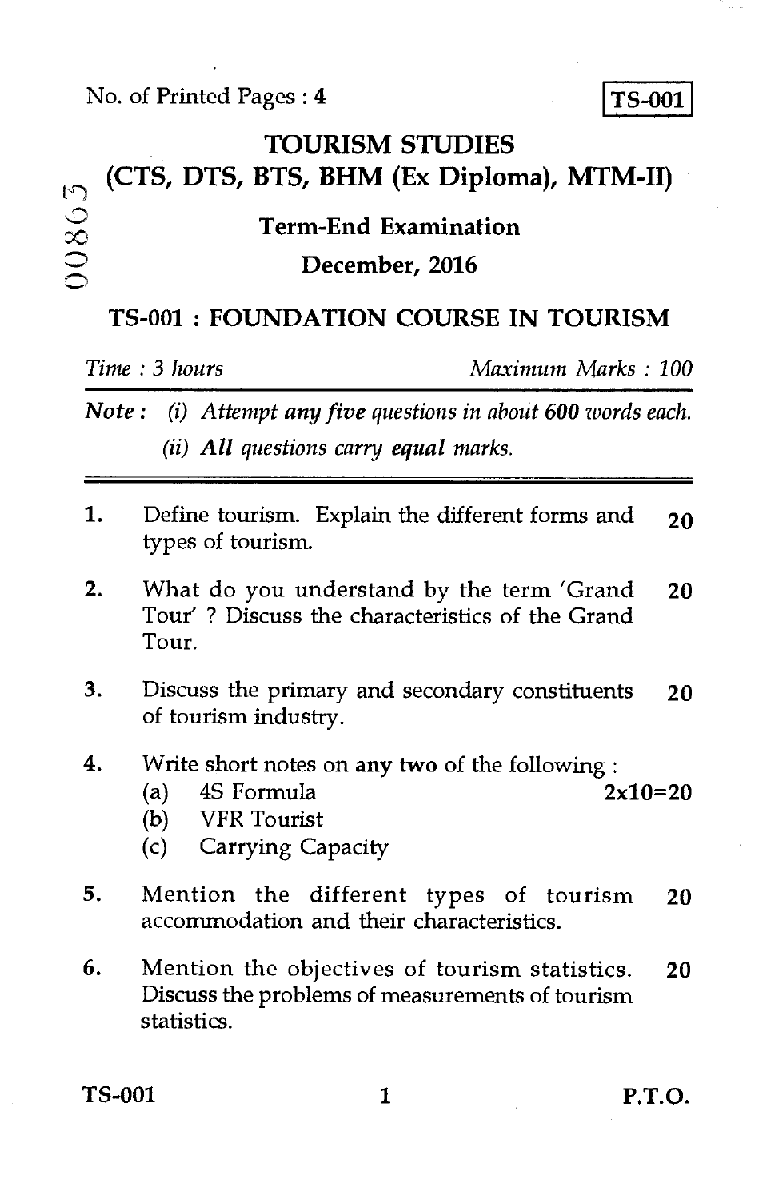No. of Printed Pages : 4

**TS-001**

# TOURISM STUDIES

## (CTS, DTS, BTS, BHM (Ex Diploma), MTM-II)

00863

### Term-End Examination

### December, 2016

## TS-001 : FOUNDATION COURSE IN TOURISM

*Time : 3 hours* *Maximum Marks : 100*

*Note : (i) Attempt **any five** questions in about **600** words each.*

*(ii) **All** questions carry **equal** marks.*

---

1. Define tourism. Explain the different forms and types of tourism. **20**

2. What do you understand by the term 'Grand Tour' ? Discuss the characteristics of the Grand Tour. **20**

3. Discuss the primary and secondary constituents of tourism industry. **20**

4. Write short notes on **any two** of the following : **2x10=20**
   - (a) 4S Formula
   - (b) VFR Tourist
   - (c) Carrying Capacity

5. Mention the different types of tourism accommodation and their characteristics. **20**

6. Mention the objectives of tourism statistics. Discuss the problems of measurements of tourism statistics. **20**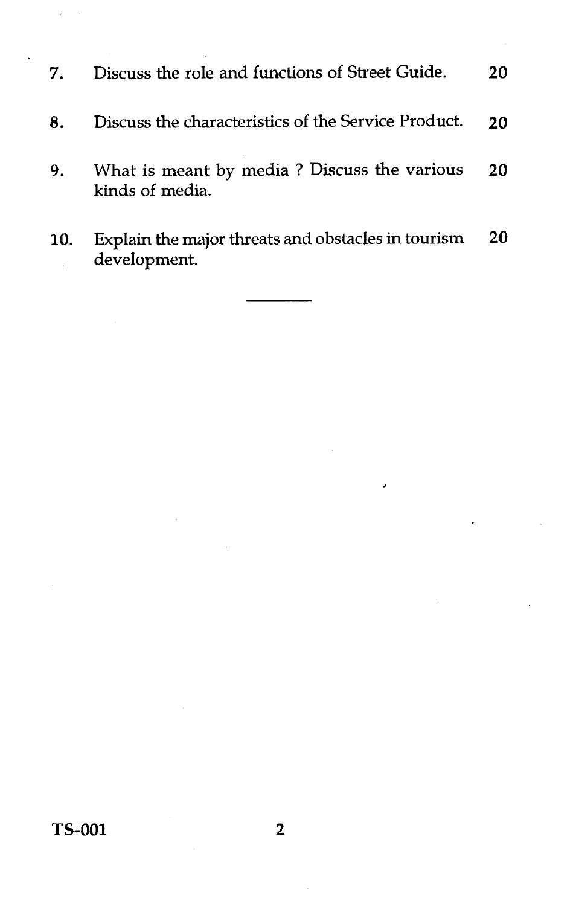7. Discuss the role and functions of Street Guide. 20

8. Discuss the characteristics of the Service Product. 20

9. What is meant by media ? Discuss the various kinds of media. 20

10. Explain the major threats and obstacles in tourism development. 20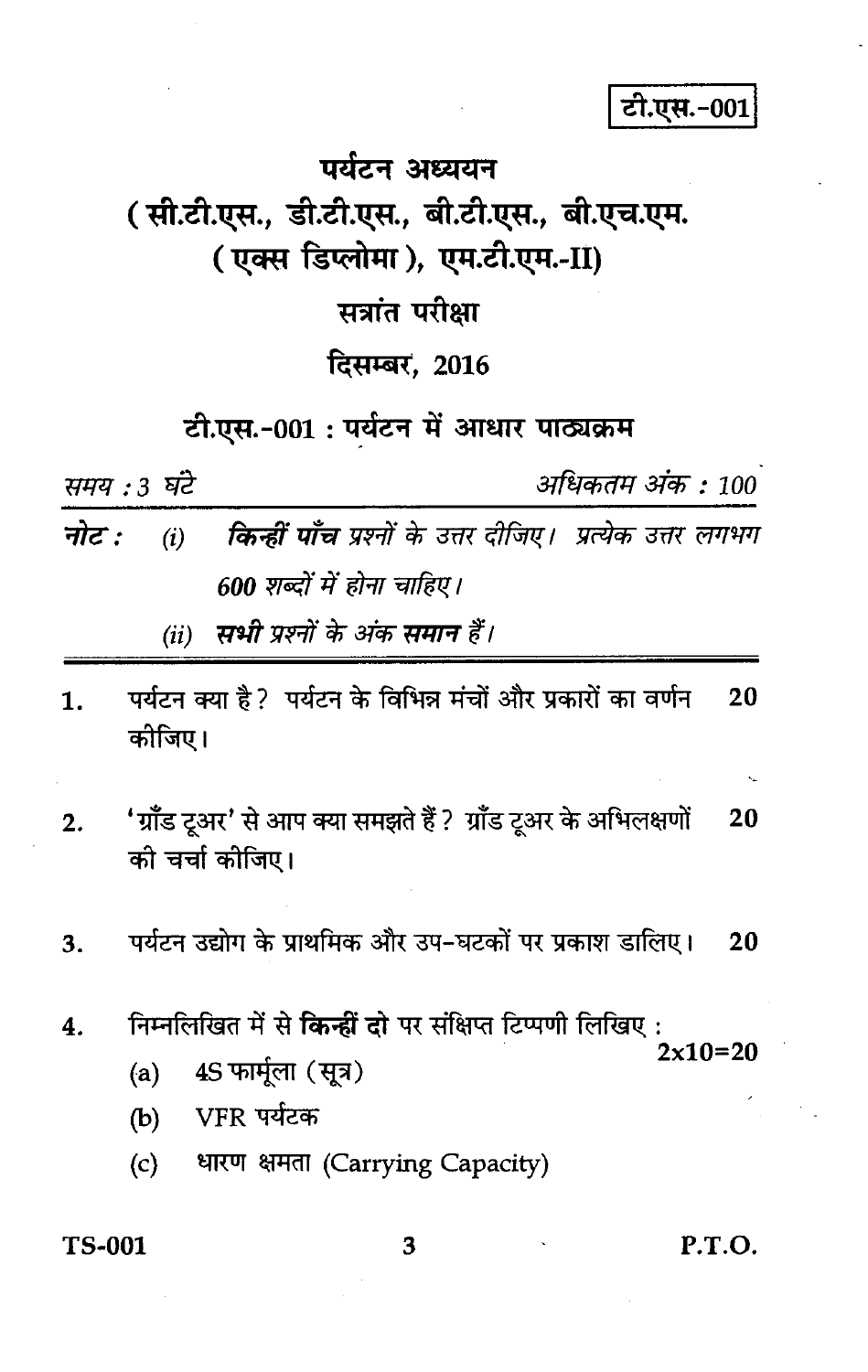टी.एस.-001

# पर्यटन अध्ययन

## (सी.टी.एस., डी.टी.एस., बी.टी.एस., बी.एच.एम. (एक्स डिप्लोमा), एम.टी.एम.-II)

## सत्रांत परीक्षा

## दिसम्बर, 2016

## टी.एस.-001 : पर्यटन में आधार पाठ्यक्रम

*समय : 3 घंटे* *अधिकतम अंक : 100*

**नोट :** (i) ***किन्हीं पाँच*** *प्रश्नों के उत्तर दीजिए। प्रत्येक उत्तर लगभग **600** शब्दों में होना चाहिए।*

(ii) ***सभी*** *प्रश्नों के अंक* ***समान*** *हैं।*

---

1. पर्यटन क्या है? पर्यटन के विभिन्न मंचों और प्रकारों का वर्णन कीजिए। **20**

2. 'ग्रॉंड टूअर' से आप क्या समझते हैं? ग्रॉंड टूअर के अभिलक्षणों की चर्चा कीजिए। **20**

3. पर्यटन उद्योग के प्राथमिक और उप-घटकों पर प्रकाश डालिए। **20**

4. निम्नलिखित में से **किन्हीं दो** पर संक्षिप्त टिप्पणी लिखिए : **2x10=20**
   - (a) 4S फार्मूला (सूत्र)
   - (b) VFR पर्यटक
   - (c) धारण क्षमता (Carrying Capacity)

P.T.O.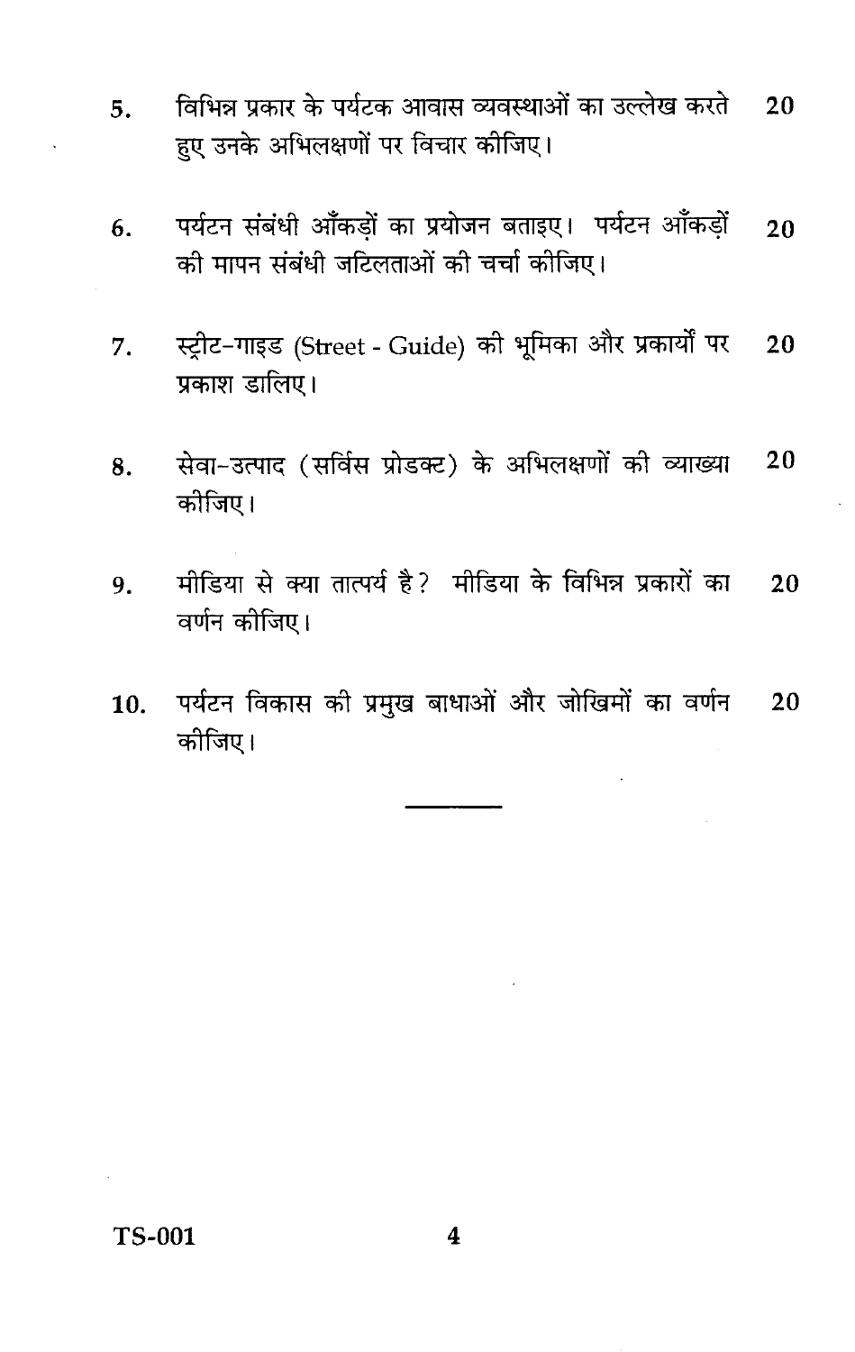5. विभिन्न प्रकार के पर्यटक आवास व्यवस्थाओं का उल्लेख करते हुए उनके अभिलक्षणों पर विचार कीजिए। 20

6. पर्यटन संबंधी आँकड़ों का प्रयोजन बताइए। पर्यटन आँकड़ों की मापन संबंधी जटिलताओं की चर्चा कीजिए। 20

7. स्ट्रीट-गाइड (Street - Guide) की भूमिका और प्रकार्यों पर प्रकाश डालिए। 20

8. सेवा-उत्पाद (सर्विस प्रोडक्ट) के अभिलक्षणों की व्याख्या कीजिए। 20

9. मीडिया से क्या तात्पर्य है? मीडिया के विभिन्न प्रकारों का वर्णन कीजिए। 20

10. पर्यटन विकास की प्रमुख बाधाओं और जोखिमों का वर्णन कीजिए। 20

---